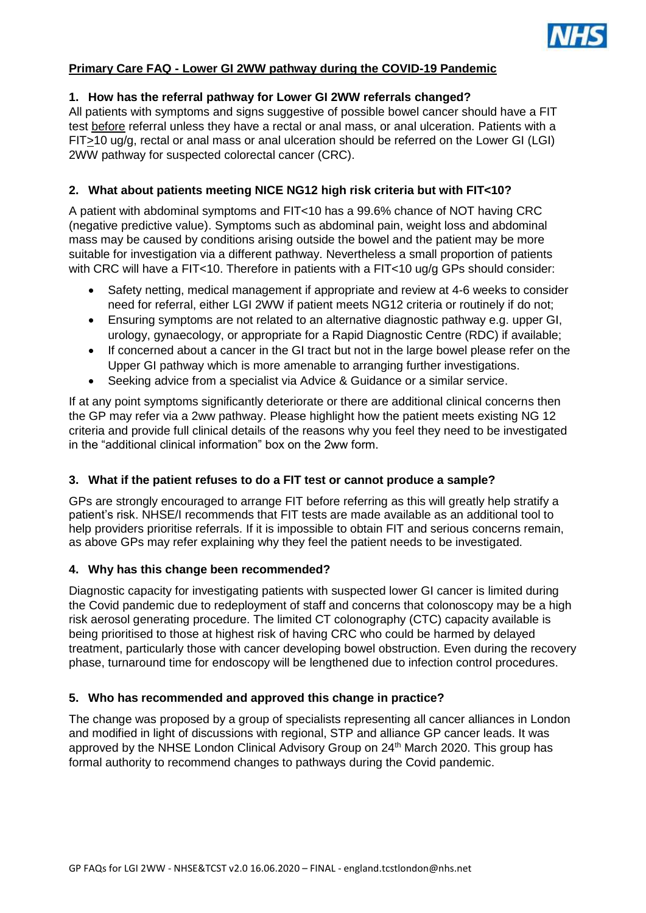## Primary Care FAQ - Lower GI 2WW pathway during the COVID-19 Pandemic

### 1. How has the referral pathway for Lower GI 2WW referrals changed?

All patients with symptoms and signs suggestive of possible bowel cancer should have a FIT test before referral unless they have a rectal or anal mass, or anal ulceration. Patients with a FIT≥10 ug/g, rectal or anal mass or anal ulceration should be referred on the Lower GI (LGI) 2WW pathway for suspected colorectal cancer (CRC).

### 2. What about patients meeting NICE NG12 high risk criteria but with FIT<10?

A patient with abdominal symptoms and FIT<10 has a 99.6% chance of NOT having CRC (negative predictive value). Symptoms such as abdominal pain, weight loss and abdominal mass may be caused by conditions arising outside the bowel and the patient may be more suitable for investigation via a different pathway. Nevertheless a small proportion of patients with CRC will have a FIT<10. Therefore in patients with a FIT<10 ug/g GPs should consider:

- Safety netting, medical management if appropriate and review at 4-6 weeks to consider need for referral, either LGI 2WW if patient meets NG12 criteria or routinely if do not;
- Ensuring symptoms are not related to an alternative diagnostic pathway e.g. upper GI, urology, gynaecology, or appropriate for a Rapid Diagnostic Centre (RDC) if available;
- If concerned about a cancer in the GI tract but not in the large bowel please refer on the Upper GI pathway which is more amenable to arranging further investigations.
- Seeking advice from a specialist via Advice & Guidance or a similar service.

If at any point symptoms significantly deteriorate or there are additional clinical concerns then the GP may refer via a 2ww pathway. Please highlight how the patient meets existing NG 12 criteria and provide full clinical details of the reasons why you feel they need to be investigated in the "additional clinical information" box on the 2ww form.

### 3. What if the patient refuses to do a FIT test or cannot produce a sample?

GPs are strongly encouraged to arrange FIT before referring as this will greatly help stratify a patient's risk. NHSE/I recommends that FIT tests are made available as an additional tool to help providers prioritise referrals. If it is impossible to obtain FIT and serious concerns remain, as above GPs may refer explaining why they feel the patient needs to be investigated.

### 4. Why has this change been recommended?

Diagnostic capacity for investigating patients with suspected lower GI cancer is limited during the Covid pandemic due to redeployment of staff and concerns that colonoscopy may be a high risk aerosol generating procedure. The limited CT colonography (CTC) capacity available is being prioritised to those at highest risk of having CRC who could be harmed by delayed treatment, particularly those with cancer developing bowel obstruction. Even during the recovery phase, turnaround time for endoscopy will be lengthened due to infection control procedures.

### 5. Who has recommended and approved this change in practice?

The change was proposed by a group of specialists representing all cancer alliances in London and modified in light of discussions with regional, STP and alliance GP cancer leads. It was approved by the NHSE London Clinical Advisory Group on 24th March 2020. This group has formal authority to recommend changes to pathways during the Covid pandemic.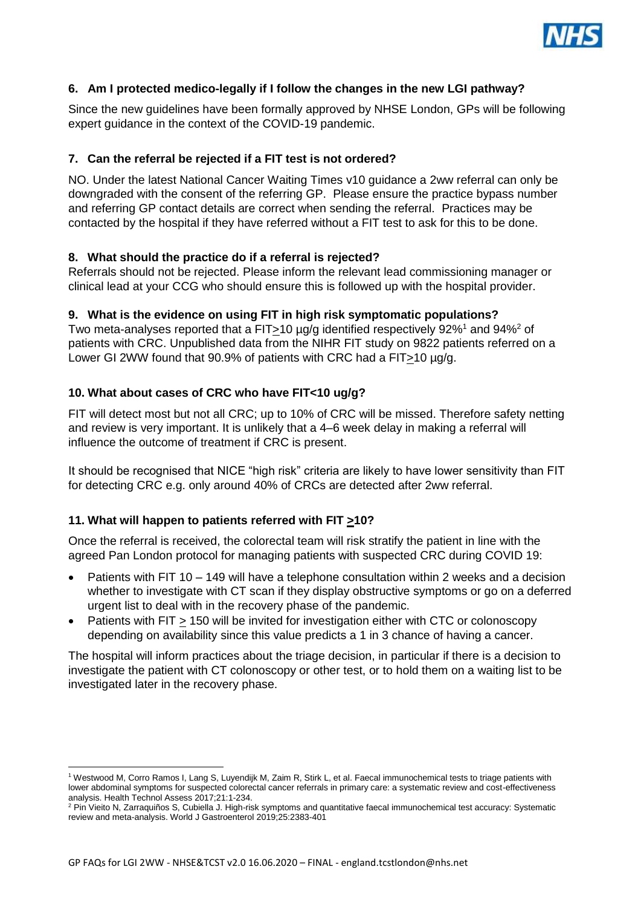### 6. Am I protected medico-legally if I follow the changes in the new LGI pathway?

Since the new guidelines have been formally approved by NHSE London, GPs will be following expert guidance in the context of the COVID-19 pandemic.

### 7. Can the referral be rejected if a FIT test is not ordered?

NO. Under the latest National Cancer Waiting Times v10 guidance a 2ww referral can only be downgraded with the consent of the referring GP. Please ensure the practice bypass number and referring GP contact details are correct when sending the referral. Practices may be contacted by the hospital if they have referred without a FIT test to ask for this to be done.

### 8. What should the practice do if a referral is rejected?

Referrals should not be rejected. Please inform the relevant lead commissioning manager or clinical lead at your CCG who should ensure this is followed up with the hospital provider.

### 9. What is the evidence on using FIT in high risk symptomatic populations?

Two meta-analyses reported that a FIT≥10 µg/g identified respectively 92%[1] and 94%[2] of patients with CRC. Unpublished data from the NIHR FIT study on 9822 patients referred on a Lower GI 2WW found that 90.9% of patients with CRC had a FIT≥10 µg/g.

### 10. What about cases of CRC who have FIT<10 ug/g?

FIT will detect most but not all CRC; up to 10% of CRC will be missed. Therefore safety netting and review is very important. It is unlikely that a 4–6 week delay in making a referral will influence the outcome of treatment if CRC is present.

It should be recognised that NICE "high risk" criteria are likely to have lower sensitivity than FIT for detecting CRC e.g. only around 40% of CRCs are detected after 2ww referral.

### 11. What will happen to patients referred with FIT ≥10?

Once the referral is received, the colorectal team will risk stratify the patient in line with the agreed Pan London protocol for managing patients with suspected CRC during COVID 19:

- Patients with FIT 10 – 149 will have a telephone consultation within 2 weeks and a decision whether to investigate with CT scan if they display obstructive symptoms or go on a deferred urgent list to deal with in the recovery phase of the pandemic.
- Patients with FIT ≥ 150 will be invited for investigation either with CTC or colonoscopy depending on availability since this value predicts a 1 in 3 chance of having a cancer.

The hospital will inform practices about the triage decision, in particular if there is a decision to investigate the patient with CT colonoscopy or other test, or to hold them on a waiting list to be investigated later in the recovery phase.

---

[1] Westwood M, Corro Ramos I, Lang S, Luyendijk M, Zaim R, Stirk L, et al. Faecal immunochemical tests to triage patients with lower abdominal symptoms for suspected colorectal cancer referrals in primary care: a systematic review and cost-effectiveness analysis. Health Technol Assess 2017;21:1-234.

[2] Pin Vieito N, Zarraquiños S, Cubiella J. High-risk symptoms and quantitative faecal immunochemical test accuracy: Systematic review and meta-analysis. World J Gastroenterol 2019;25:2383-401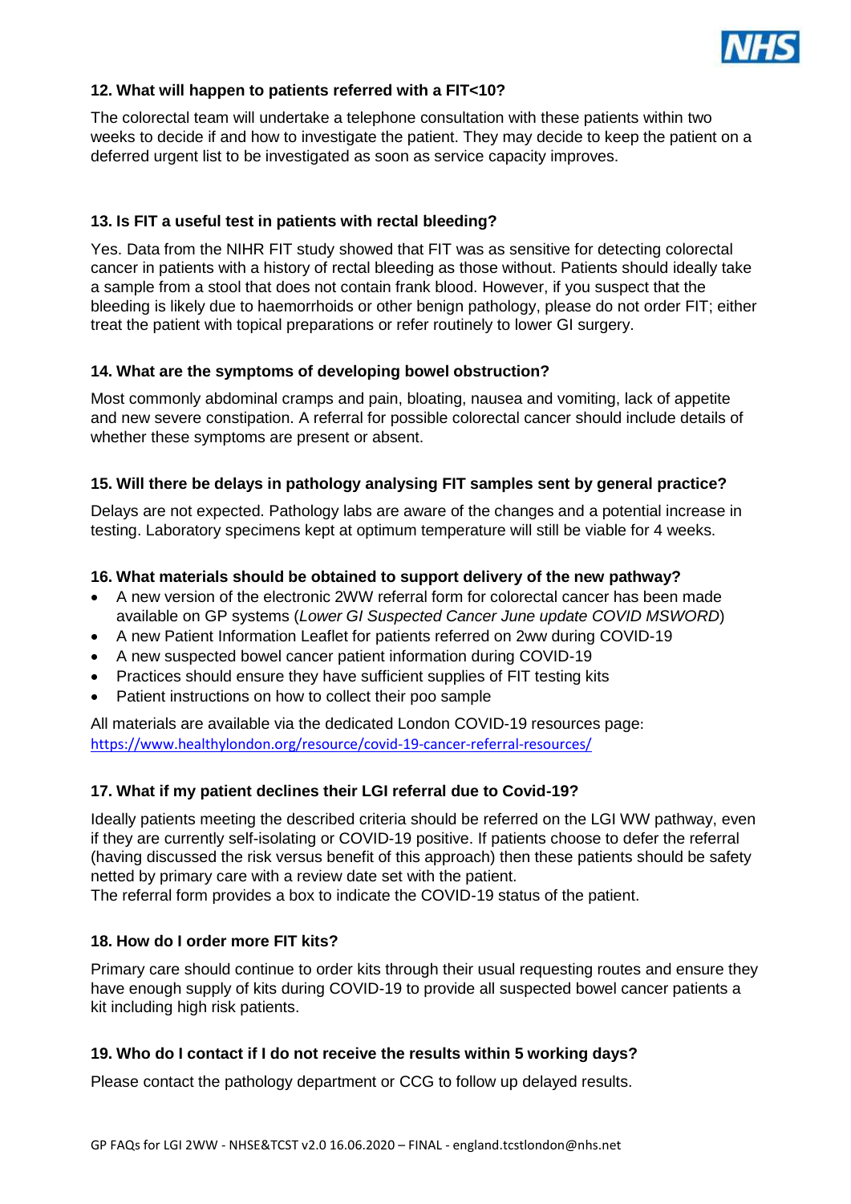### 12. What will happen to patients referred with a FIT<10?

The colorectal team will undertake a telephone consultation with these patients within two weeks to decide if and how to investigate the patient. They may decide to keep the patient on a deferred urgent list to be investigated as soon as service capacity improves.

### 13. Is FIT a useful test in patients with rectal bleeding?

Yes. Data from the NIHR FIT study showed that FIT was as sensitive for detecting colorectal cancer in patients with a history of rectal bleeding as those without. Patients should ideally take a sample from a stool that does not contain frank blood. However, if you suspect that the bleeding is likely due to haemorrhoids or other benign pathology, please do not order FIT; either treat the patient with topical preparations or refer routinely to lower GI surgery.

### 14. What are the symptoms of developing bowel obstruction?

Most commonly abdominal cramps and pain, bloating, nausea and vomiting, lack of appetite and new severe constipation. A referral for possible colorectal cancer should include details of whether these symptoms are present or absent.

### 15. Will there be delays in pathology analysing FIT samples sent by general practice?

Delays are not expected. Pathology labs are aware of the changes and a potential increase in testing. Laboratory specimens kept at optimum temperature will still be viable for 4 weeks.

### 16. What materials should be obtained to support delivery of the new pathway?

- A new version of the electronic 2WW referral form for colorectal cancer has been made available on GP systems (*Lower GI Suspected Cancer June update COVID MSWORD*)
- A new Patient Information Leaflet for patients referred on 2ww during COVID-19
- A new suspected bowel cancer patient information during COVID-19
- Practices should ensure they have sufficient supplies of FIT testing kits
- Patient instructions on how to collect their poo sample

All materials are available via the dedicated London COVID-19 resources page: https://www.healthylondon.org/resource/covid-19-cancer-referral-resources/

### 17. What if my patient declines their LGI referral due to Covid-19?

Ideally patients meeting the described criteria should be referred on the LGI WW pathway, even if they are currently self-isolating or COVID-19 positive. If patients choose to defer the referral (having discussed the risk versus benefit of this approach) then these patients should be safety netted by primary care with a review date set with the patient.
The referral form provides a box to indicate the COVID-19 status of the patient.

### 18. How do I order more FIT kits?

Primary care should continue to order kits through their usual requesting routes and ensure they have enough supply of kits during COVID-19 to provide all suspected bowel cancer patients a kit including high risk patients.

### 19. Who do I contact if I do not receive the results within 5 working days?

Please contact the pathology department or CCG to follow up delayed results.